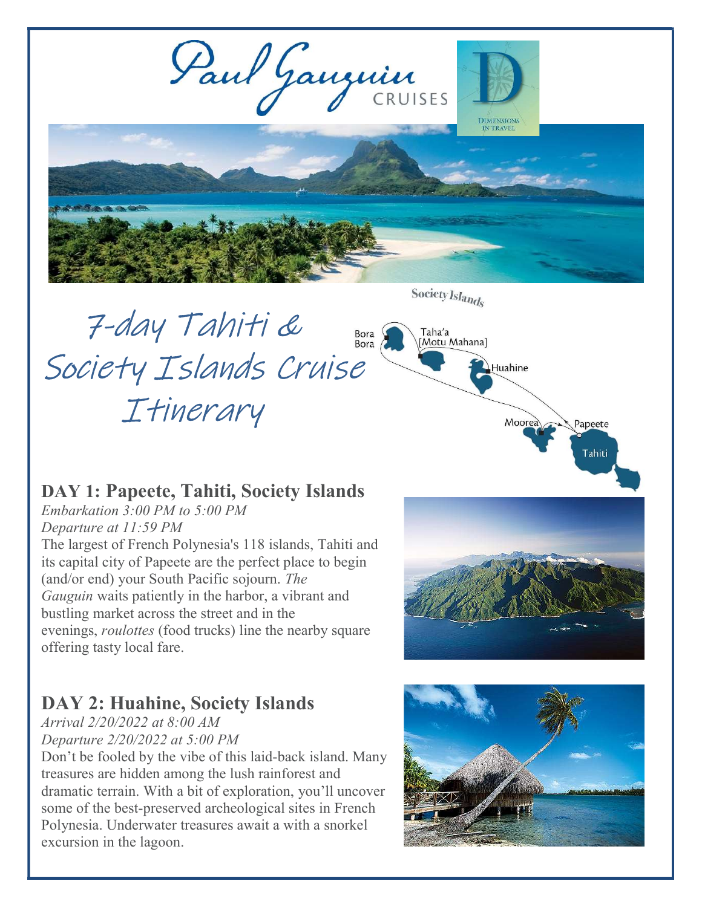Paul Gauguin CRUISES

DIMENSIONS IN TRAVEL

# 7-day Tahiti & Society Islands Cruise Itinerary

## DAY 1: Papeete, Tahiti, Society Islands

*Embarkation 3:00 PM to 5:00 PM*
*Departure at 11:59 PM*

The largest of French Polynesia's 118 islands, Tahiti and its capital city of Papeete are the perfect place to begin (and/or end) your South Pacific sojourn. *The Gauguin* waits patiently in the harbor, a vibrant and bustling market across the street and in the evenings, *roulottes* (food trucks) line the nearby square offering tasty local fare.

## DAY 2: Huahine, Society Islands

*Arrival 2/20/2022 at 8:00 AM*
*Departure 2/20/2022 at 5:00 PM*

Don't be fooled by the vibe of this laid-back island. Many treasures are hidden among the lush rainforest and dramatic terrain. With a bit of exploration, you'll uncover some of the best-preserved archeological sites in French Polynesia. Underwater treasures await a with a snorkel excursion in the lagoon.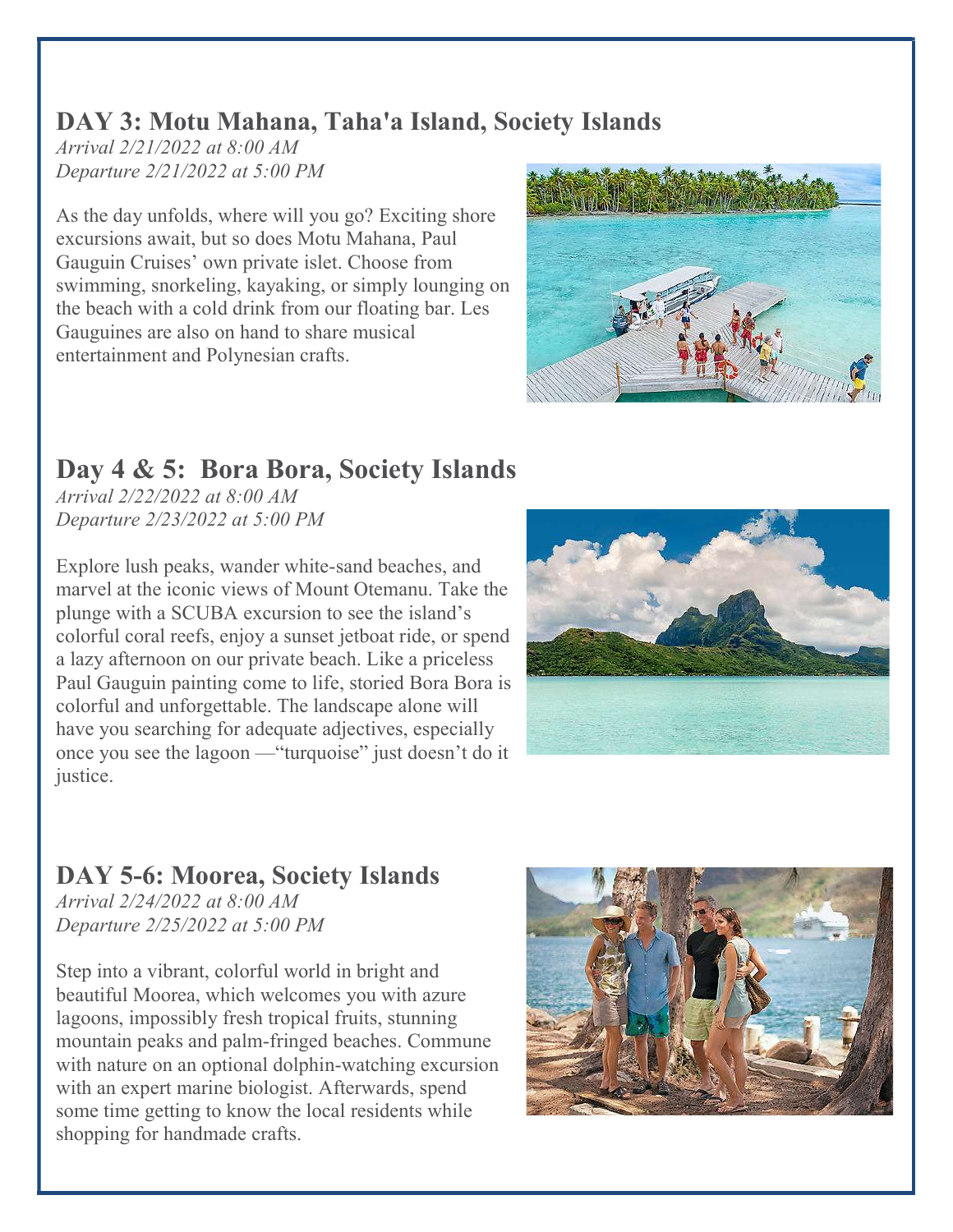## DAY 3: Motu Mahana, Taha'a Island, Society Islands

*Arrival 2/21/2022 at 8:00 AM*
*Departure 2/21/2022 at 5:00 PM*

As the day unfolds, where will you go? Exciting shore excursions await, but so does Motu Mahana, Paul Gauguin Cruises' own private islet. Choose from swimming, snorkeling, kayaking, or simply lounging on the beach with a cold drink from our floating bar. Les Gauguines are also on hand to share musical entertainment and Polynesian crafts.

## Day 4 & 5: Bora Bora, Society Islands

*Arrival 2/22/2022 at 8:00 AM*
*Departure 2/23/2022 at 5:00 PM*

Explore lush peaks, wander white-sand beaches, and marvel at the iconic views of Mount Otemanu. Take the plunge with a SCUBA excursion to see the island's colorful coral reefs, enjoy a sunset jetboat ride, or spend a lazy afternoon on our private beach. Like a priceless Paul Gauguin painting come to life, storied Bora Bora is colorful and unforgettable. The landscape alone will have you searching for adequate adjectives, especially once you see the lagoon —"turquoise" just doesn't do it justice.

## DAY 5-6: Moorea, Society Islands

*Arrival 2/24/2022 at 8:00 AM*
*Departure 2/25/2022 at 5:00 PM*

Step into a vibrant, colorful world in bright and beautiful Moorea, which welcomes you with azure lagoons, impossibly fresh tropical fruits, stunning mountain peaks and palm-fringed beaches. Commune with nature on an optional dolphin-watching excursion with an expert marine biologist. Afterwards, spend some time getting to know the local residents while shopping for handmade crafts.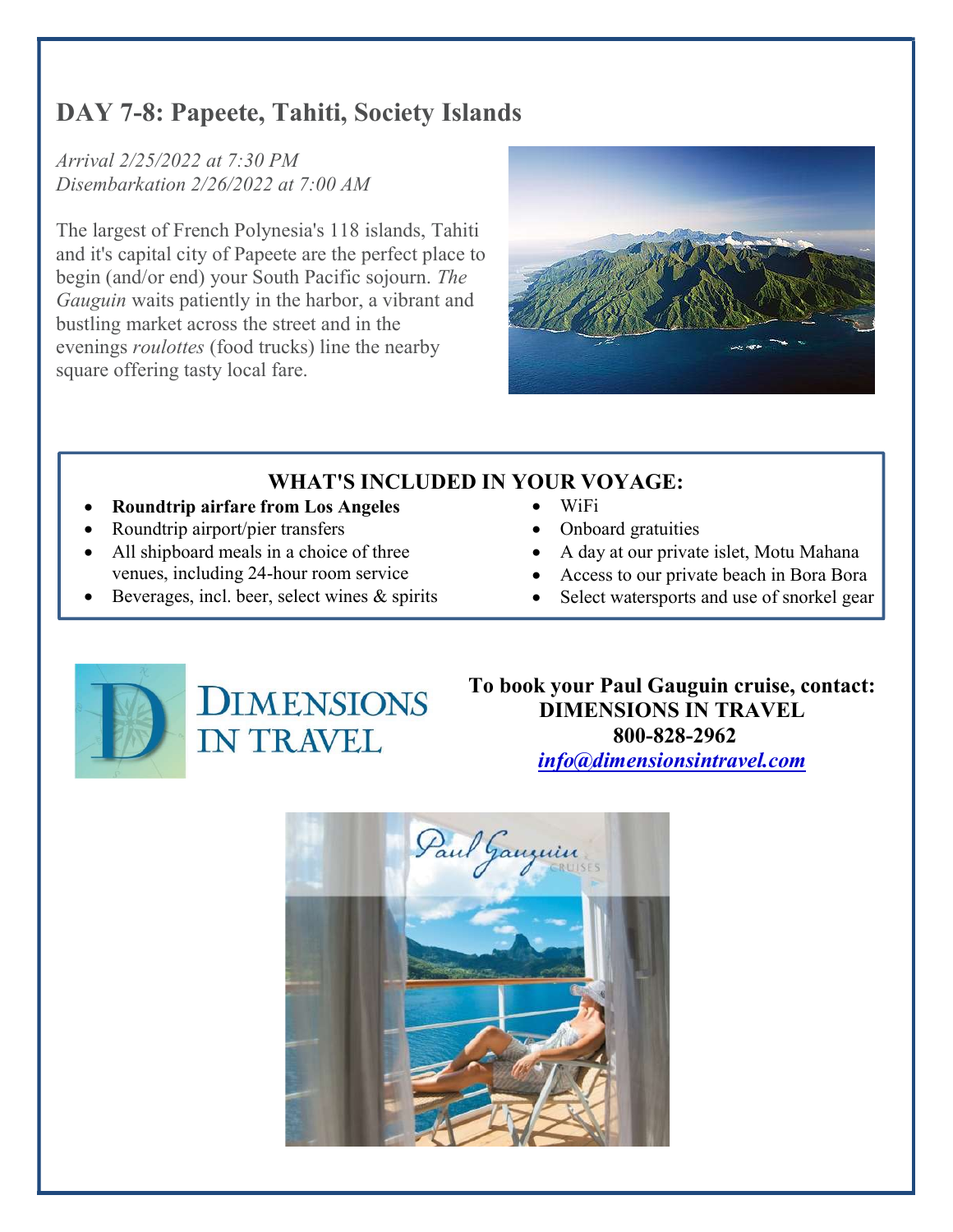## DAY 7-8: Papeete, Tahiti, Society Islands

*Arrival 2/25/2022 at 7:30 PM*
*Disembarkation 2/26/2022 at 7:00 AM*

The largest of French Polynesia's 118 islands, Tahiti and it's capital city of Papeete are the perfect place to begin (and/or end) your South Pacific sojourn. *The Gauguin* waits patiently in the harbor, a vibrant and bustling market across the street and in the evenings *roulottes* (food trucks) line the nearby square offering tasty local fare.

### WHAT'S INCLUDED IN YOUR VOYAGE:

- **Roundtrip airfare from Los Angeles**
- Roundtrip airport/pier transfers
- All shipboard meals in a choice of three venues, including 24-hour room service
- Beverages, incl. beer, select wines & spirits
- WiFi
- Onboard gratuities
- A day at our private islet, Motu Mahana
- Access to our private beach in Bora Bora
- Select watersports and use of snorkel gear

**To book your Paul Gauguin cruise, contact:**
**DIMENSIONS IN TRAVEL**
**800-828-2962**
***info@dimensionsintravel.com***